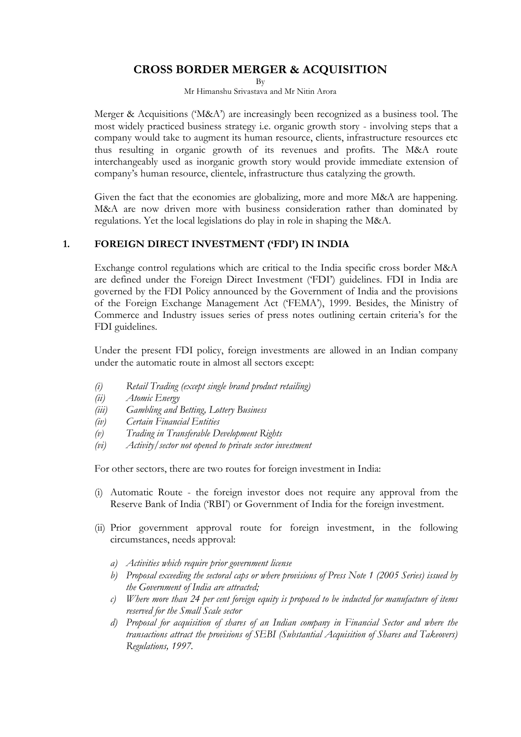# CROSS BORDER MERGER & ACQUISITION

By

Mr Himanshu Srivastava and Mr Nitin Arora

Merger & Acquisitions ('M&A') are increasingly been recognized as a business tool. The most widely practiced business strategy i.e. organic growth story - involving steps that a company would take to augment its human resource, clients, infrastructure resources etc thus resulting in organic growth of its revenues and profits. The M&A route interchangeably used as inorganic growth story would provide immediate extension of company's human resource, clientele, infrastructure thus catalyzing the growth.

Given the fact that the economies are globalizing, more and more M&A are happening. M&A are now driven more with business consideration rather than dominated by regulations. Yet the local legislations do play in role in shaping the M&A.

## 1. FOREIGN DIRECT INVESTMENT ('FDI') IN INDIA

Exchange control regulations which are critical to the India specific cross border M&A are defined under the Foreign Direct Investment ('FDI') guidelines. FDI in India are governed by the FDI Policy announced by the Government of India and the provisions of the Foreign Exchange Management Act ('FEMA'), 1999. Besides, the Ministry of Commerce and Industry issues series of press notes outlining certain criteria's for the FDI guidelines.

Under the present FDI policy, foreign investments are allowed in an Indian company under the automatic route in almost all sectors except:

- *(i) Retail Trading (except single brand product retailing)*
- *(ii) Atomic Energy*
- *(iii) Gambling and Betting, Lottery Business*
- *(iv) Certain Financial Entities*
- *(v) Trading in Transferable Development Rights*
- *(vi) Activity/sector not opened to private sector investment*

For other sectors, there are two routes for foreign investment in India:

(i) Automatic Route - the foreign investor does not require any approval from the Reserve Bank of India ('RBI') or Government of India for the foreign investment.

(ii) Prior government approval route for foreign investment, in the following circumstances, needs approval:

- *a) Activities which require prior government license*
- *b) Proposal exceeding the sectoral caps or where provisions of Press Note 1 (2005 Series) issued by the Government of India are attracted;*
- *c) Where more than 24 per cent foreign equity is proposed to be inducted for manufacture of items reserved for the Small Scale sector*
- *d) Proposal for acquisition of shares of an Indian company in Financial Sector and where the transactions attract the provisions of SEBI (Substantial Acquisition of Shares and Takeovers) Regulations, 1997.*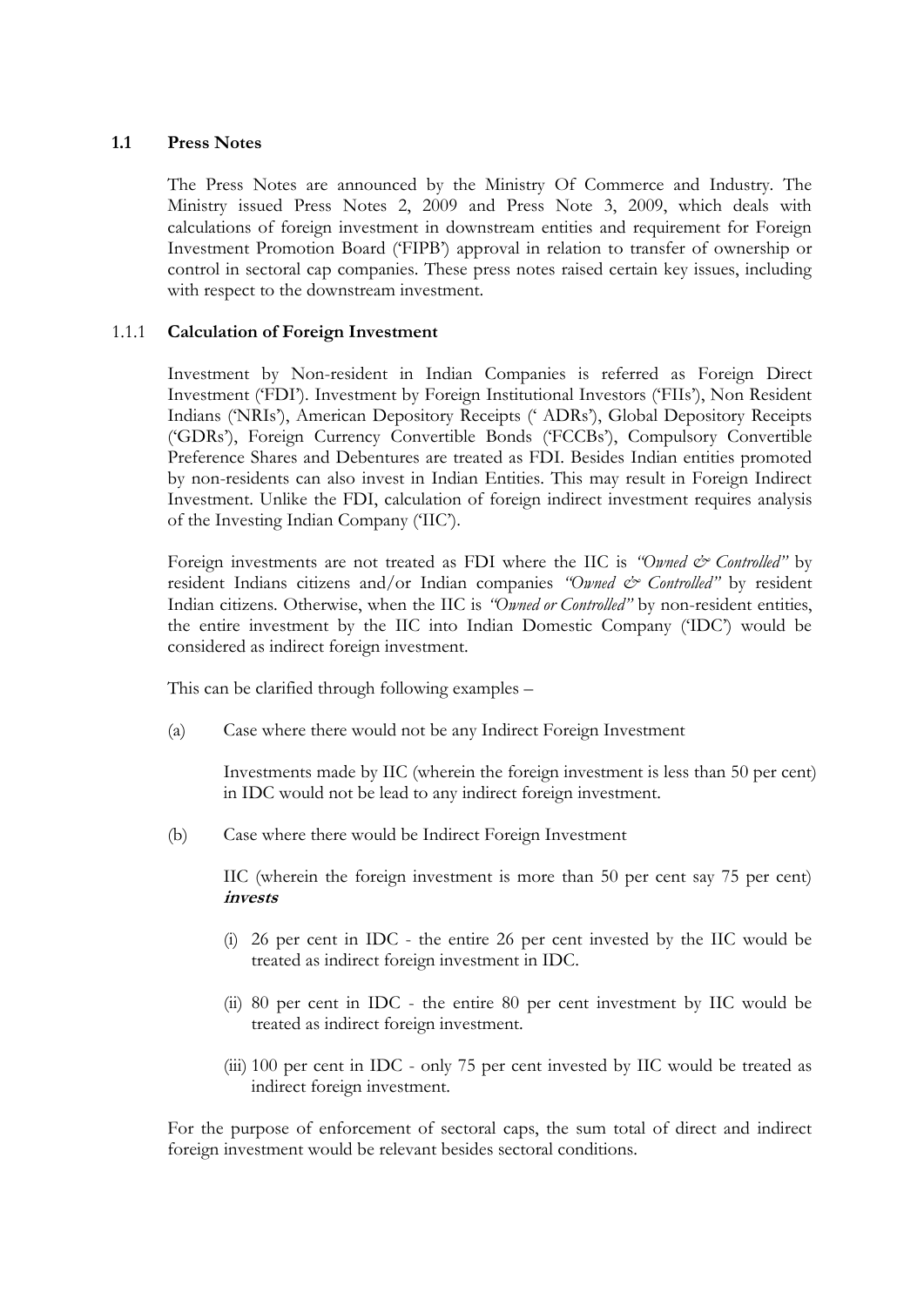## 1.1 Press Notes

The Press Notes are announced by the Ministry Of Commerce and Industry. The Ministry issued Press Notes 2, 2009 and Press Note 3, 2009, which deals with calculations of foreign investment in downstream entities and requirement for Foreign Investment Promotion Board ('FIPB') approval in relation to transfer of ownership or control in sectoral cap companies. These press notes raised certain key issues, including with respect to the downstream investment.

### 1.1.1 Calculation of Foreign Investment

Investment by Non-resident in Indian Companies is referred as Foreign Direct Investment ('FDI'). Investment by Foreign Institutional Investors ('FIIs'), Non Resident Indians ('NRIs'), American Depository Receipts (' ADRs'), Global Depository Receipts ('GDRs'), Foreign Currency Convertible Bonds ('FCCBs'), Compulsory Convertible Preference Shares and Debentures are treated as FDI. Besides Indian entities promoted by non-residents can also invest in Indian Entities. This may result in Foreign Indirect Investment. Unlike the FDI, calculation of foreign indirect investment requires analysis of the Investing Indian Company ('IIC').

Foreign investments are not treated as FDI where the IIC is *"Owned & Controlled"* by resident Indians citizens and/or Indian companies *"Owned & Controlled"* by resident Indian citizens. Otherwise, when the IIC is *"Owned or Controlled"* by non-resident entities, the entire investment by the IIC into Indian Domestic Company ('IDC') would be considered as indirect foreign investment.

This can be clarified through following examples –

(a) Case where there would not be any Indirect Foreign Investment

Investments made by IIC (wherein the foreign investment is less than 50 per cent) in IDC would not be lead to any indirect foreign investment.

(b) Case where there would be Indirect Foreign Investment

IIC (wherein the foreign investment is more than 50 per cent say 75 per cent) ***invests***

(i) 26 per cent in IDC - the entire 26 per cent invested by the IIC would be treated as indirect foreign investment in IDC.

(ii) 80 per cent in IDC - the entire 80 per cent investment by IIC would be treated as indirect foreign investment.

(iii) 100 per cent in IDC - only 75 per cent invested by IIC would be treated as indirect foreign investment.

For the purpose of enforcement of sectoral caps, the sum total of direct and indirect foreign investment would be relevant besides sectoral conditions.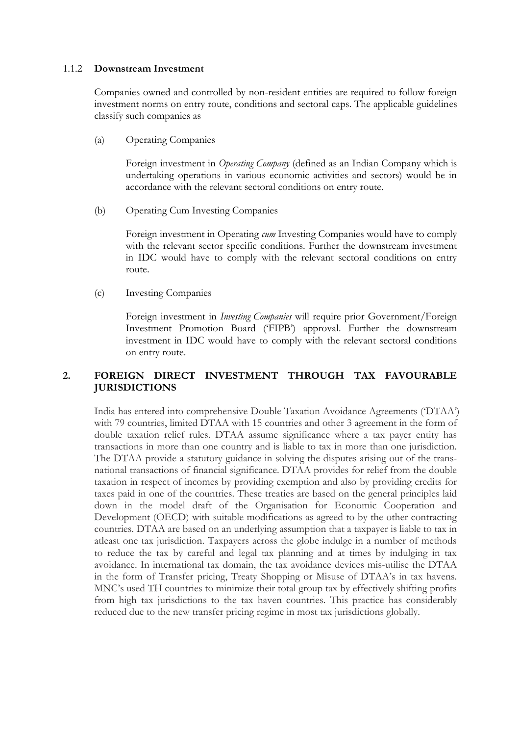### 1.1.2 Downstream Investment

Companies owned and controlled by non-resident entities are required to follow foreign investment norms on entry route, conditions and sectoral caps. The applicable guidelines classify such companies as

(a) Operating Companies

Foreign investment in *Operating Company* (defined as an Indian Company which is undertaking operations in various economic activities and sectors) would be in accordance with the relevant sectoral conditions on entry route.

(b) Operating Cum Investing Companies

Foreign investment in Operating *cum* Investing Companies would have to comply with the relevant sector specific conditions. Further the downstream investment in IDC would have to comply with the relevant sectoral conditions on entry route.

(c) Investing Companies

Foreign investment in *Investing Companies* will require prior Government/Foreign Investment Promotion Board ('FIPB') approval. Further the downstream investment in IDC would have to comply with the relevant sectoral conditions on entry route.

## 2. FOREIGN DIRECT INVESTMENT THROUGH TAX FAVOURABLE JURISDICTIONS

India has entered into comprehensive Double Taxation Avoidance Agreements ('DTAA') with 79 countries, limited DTAA with 15 countries and other 3 agreement in the form of double taxation relief rules. DTAA assume significance where a tax payer entity has transactions in more than one country and is liable to tax in more than one jurisdiction. The DTAA provide a statutory guidance in solving the disputes arising out of the trans-national transactions of financial significance. DTAA provides for relief from the double taxation in respect of incomes by providing exemption and also by providing credits for taxes paid in one of the countries. These treaties are based on the general principles laid down in the model draft of the Organisation for Economic Cooperation and Development (OECD) with suitable modifications as agreed to by the other contracting countries. DTAA are based on an underlying assumption that a taxpayer is liable to tax in atleast one tax jurisdiction. Taxpayers across the globe indulge in a number of methods to reduce the tax by careful and legal tax planning and at times by indulging in tax avoidance. In international tax domain, the tax avoidance devices mis-utilise the DTAA in the form of Transfer pricing, Treaty Shopping or Misuse of DTAA's in tax havens. MNC's used TH countries to minimize their total group tax by effectively shifting profits from high tax jurisdictions to the tax haven countries. This practice has considerably reduced due to the new transfer pricing regime in most tax jurisdictions globally.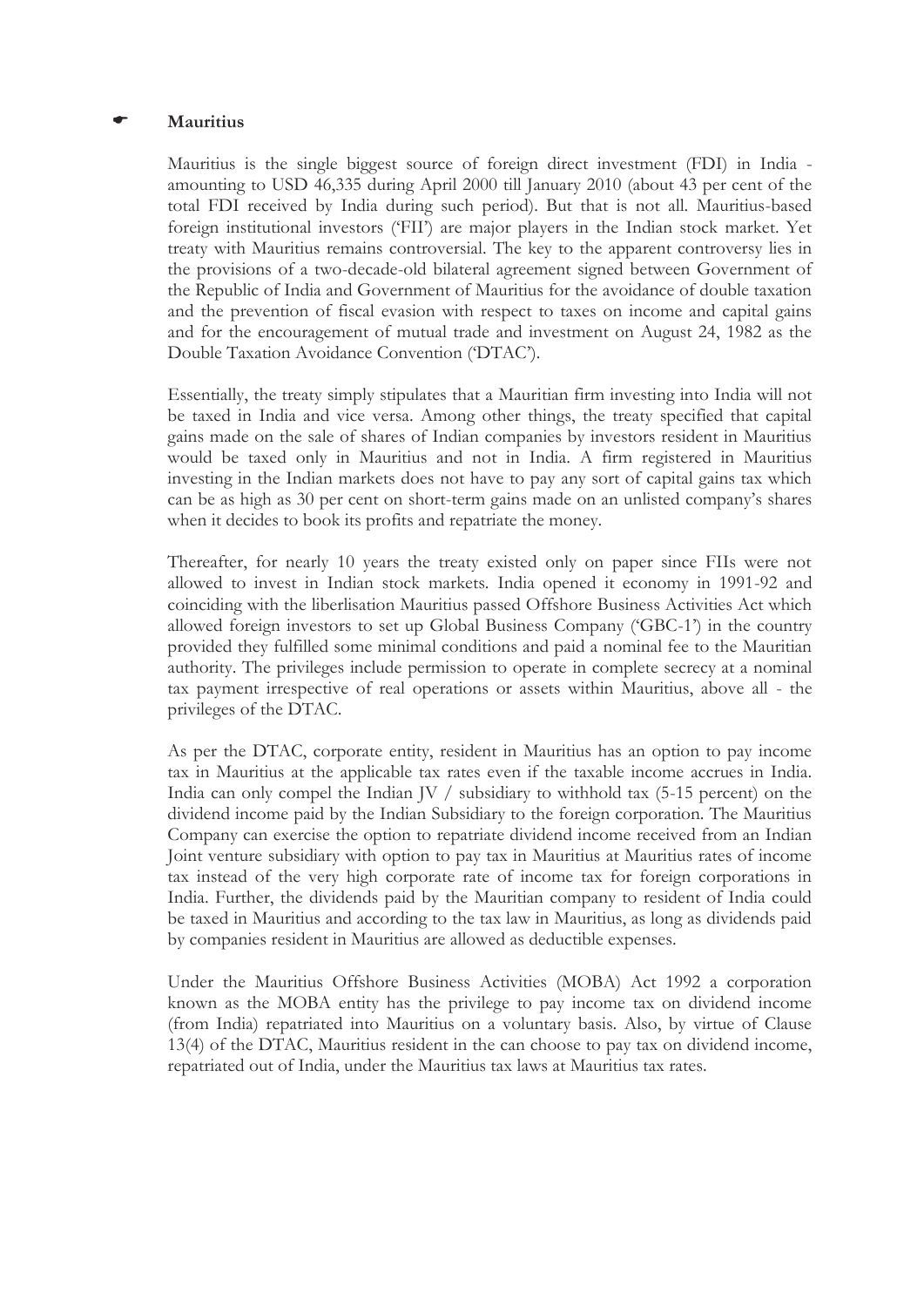- **Mauritius**

Mauritius is the single biggest source of foreign direct investment (FDI) in India - amounting to USD 46,335 during April 2000 till January 2010 (about 43 per cent of the total FDI received by India during such period). But that is not all. Mauritius-based foreign institutional investors ('FII') are major players in the Indian stock market. Yet treaty with Mauritius remains controversial. The key to the apparent controversy lies in the provisions of a two-decade-old bilateral agreement signed between Government of the Republic of India and Government of Mauritius for the avoidance of double taxation and the prevention of fiscal evasion with respect to taxes on income and capital gains and for the encouragement of mutual trade and investment on August 24, 1982 as the Double Taxation Avoidance Convention ('DTAC').

Essentially, the treaty simply stipulates that a Mauritian firm investing into India will not be taxed in India and vice versa. Among other things, the treaty specified that capital gains made on the sale of shares of Indian companies by investors resident in Mauritius would be taxed only in Mauritius and not in India. A firm registered in Mauritius investing in the Indian markets does not have to pay any sort of capital gains tax which can be as high as 30 per cent on short-term gains made on an unlisted company's shares when it decides to book its profits and repatriate the money.

Thereafter, for nearly 10 years the treaty existed only on paper since FIIs were not allowed to invest in Indian stock markets. India opened it economy in 1991-92 and coinciding with the liberlisation Mauritius passed Offshore Business Activities Act which allowed foreign investors to set up Global Business Company ('GBC-1') in the country provided they fulfilled some minimal conditions and paid a nominal fee to the Mauritian authority. The privileges include permission to operate in complete secrecy at a nominal tax payment irrespective of real operations or assets within Mauritius, above all - the privileges of the DTAC.

As per the DTAC, corporate entity, resident in Mauritius has an option to pay income tax in Mauritius at the applicable tax rates even if the taxable income accrues in India. India can only compel the Indian JV / subsidiary to withhold tax (5-15 percent) on the dividend income paid by the Indian Subsidiary to the foreign corporation. The Mauritius Company can exercise the option to repatriate dividend income received from an Indian Joint venture subsidiary with option to pay tax in Mauritius at Mauritius rates of income tax instead of the very high corporate rate of income tax for foreign corporations in India. Further, the dividends paid by the Mauritian company to resident of India could be taxed in Mauritius and according to the tax law in Mauritius, as long as dividends paid by companies resident in Mauritius are allowed as deductible expenses.

Under the Mauritius Offshore Business Activities (MOBA) Act 1992 a corporation known as the MOBA entity has the privilege to pay income tax on dividend income (from India) repatriated into Mauritius on a voluntary basis. Also, by virtue of Clause 13(4) of the DTAC, Mauritius resident in the can choose to pay tax on dividend income, repatriated out of India, under the Mauritius tax laws at Mauritius tax rates.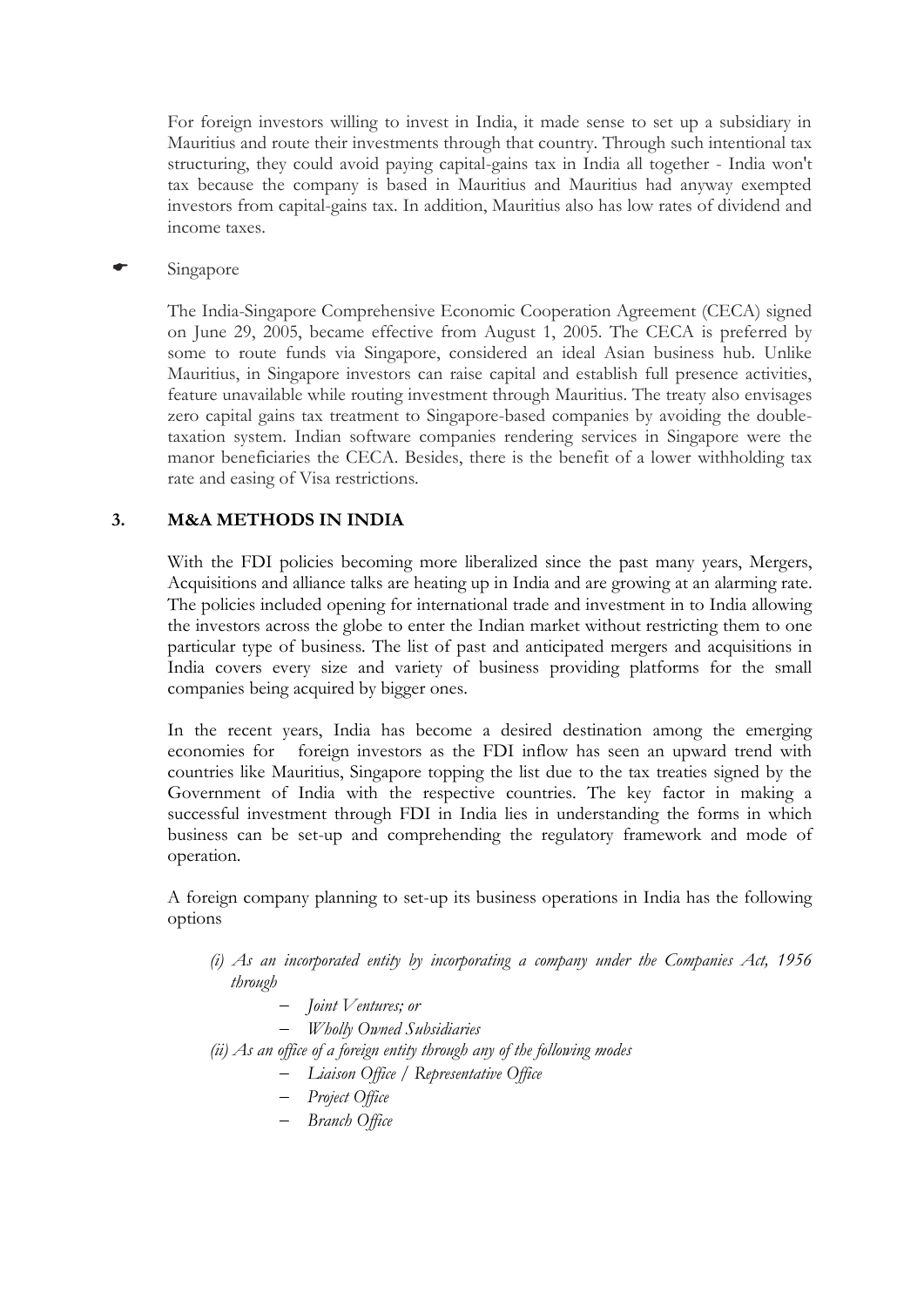For foreign investors willing to invest in India, it made sense to set up a subsidiary in Mauritius and route their investments through that country. Through such intentional tax structuring, they could avoid paying capital-gains tax in India all together - India won't tax because the company is based in Mauritius and Mauritius had anyway exempted investors from capital-gains tax. In addition, Mauritius also has low rates of dividend and income taxes.

- Singapore

The India-Singapore Comprehensive Economic Cooperation Agreement (CECA) signed on June 29, 2005, became effective from August 1, 2005. The CECA is preferred by some to route funds via Singapore, considered an ideal Asian business hub. Unlike Mauritius, in Singapore investors can raise capital and establish full presence activities, feature unavailable while routing investment through Mauritius. The treaty also envisages zero capital gains tax treatment to Singapore-based companies by avoiding the double-taxation system. Indian software companies rendering services in Singapore were the manor beneficiaries the CECA. Besides, there is the benefit of a lower withholding tax rate and easing of Visa restrictions.

## 3. M&A METHODS IN INDIA

With the FDI policies becoming more liberalized since the past many years, Mergers, Acquisitions and alliance talks are heating up in India and are growing at an alarming rate. The policies included opening for international trade and investment in to India allowing the investors across the globe to enter the Indian market without restricting them to one particular type of business. The list of past and anticipated mergers and acquisitions in India covers every size and variety of business providing platforms for the small companies being acquired by bigger ones.

In the recent years, India has become a desired destination among the emerging economies for foreign investors as the FDI inflow has seen an upward trend with countries like Mauritius, Singapore topping the list due to the tax treaties signed by the Government of India with the respective countries. The key factor in making a successful investment through FDI in India lies in understanding the forms in which business can be set-up and comprehending the regulatory framework and mode of operation.

A foreign company planning to set-up its business operations in India has the following options

*(i) As an incorporated entity by incorporating a company under the Companies Act, 1956 through*

- *Joint Ventures; or*
- *Wholly Owned Subsidiaries*

*(ii) As an office of a foreign entity through any of the following modes*

- *Liaison Office / Representative Office*
- *Project Office*
- *Branch Office*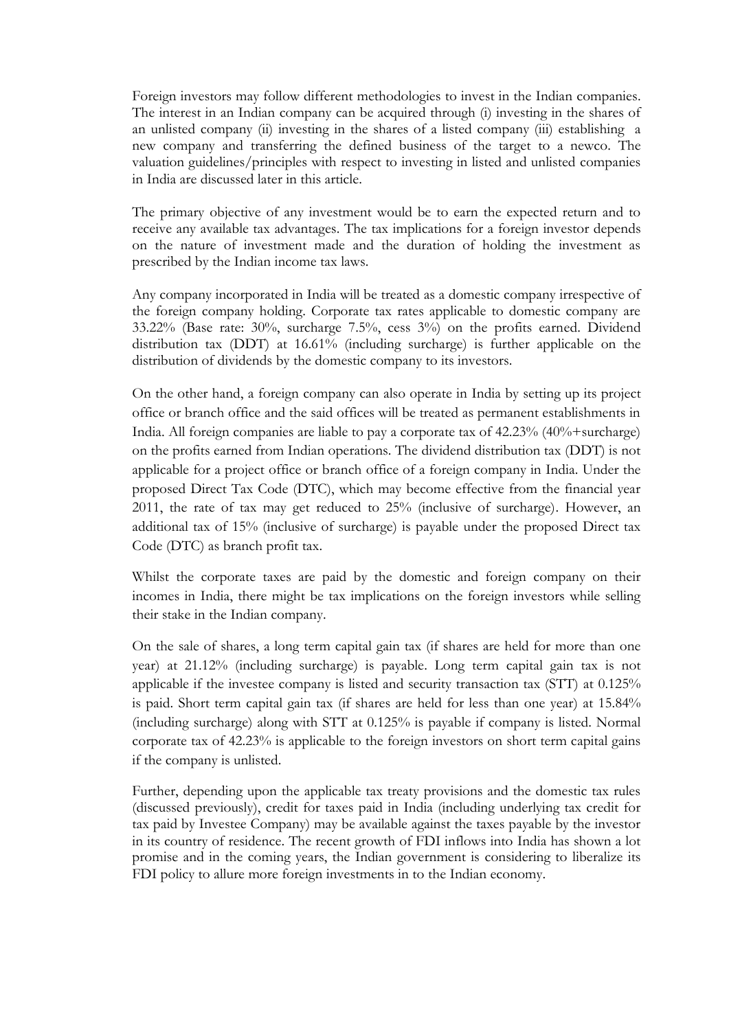Foreign investors may follow different methodologies to invest in the Indian companies. The interest in an Indian company can be acquired through (i) investing in the shares of an unlisted company (ii) investing in the shares of a listed company (iii) establishing a new company and transferring the defined business of the target to a newco. The valuation guidelines/principles with respect to investing in listed and unlisted companies in India are discussed later in this article.

The primary objective of any investment would be to earn the expected return and to receive any available tax advantages. The tax implications for a foreign investor depends on the nature of investment made and the duration of holding the investment as prescribed by the Indian income tax laws.

Any company incorporated in India will be treated as a domestic company irrespective of the foreign company holding. Corporate tax rates applicable to domestic company are 33.22% (Base rate: 30%, surcharge 7.5%, cess 3%) on the profits earned. Dividend distribution tax (DDT) at 16.61% (including surcharge) is further applicable on the distribution of dividends by the domestic company to its investors.

On the other hand, a foreign company can also operate in India by setting up its project office or branch office and the said offices will be treated as permanent establishments in India. All foreign companies are liable to pay a corporate tax of 42.23% (40%+surcharge) on the profits earned from Indian operations. The dividend distribution tax (DDT) is not applicable for a project office or branch office of a foreign company in India. Under the proposed Direct Tax Code (DTC), which may become effective from the financial year 2011, the rate of tax may get reduced to 25% (inclusive of surcharge). However, an additional tax of 15% (inclusive of surcharge) is payable under the proposed Direct tax Code (DTC) as branch profit tax.

Whilst the corporate taxes are paid by the domestic and foreign company on their incomes in India, there might be tax implications on the foreign investors while selling their stake in the Indian company.

On the sale of shares, a long term capital gain tax (if shares are held for more than one year) at 21.12% (including surcharge) is payable. Long term capital gain tax is not applicable if the investee company is listed and security transaction tax (STT) at 0.125% is paid. Short term capital gain tax (if shares are held for less than one year) at 15.84% (including surcharge) along with STT at 0.125% is payable if company is listed. Normal corporate tax of 42.23% is applicable to the foreign investors on short term capital gains if the company is unlisted.

Further, depending upon the applicable tax treaty provisions and the domestic tax rules (discussed previously), credit for taxes paid in India (including underlying tax credit for tax paid by Investee Company) may be available against the taxes payable by the investor in its country of residence. The recent growth of FDI inflows into India has shown a lot promise and in the coming years, the Indian government is considering to liberalize its FDI policy to allure more foreign investments in to the Indian economy.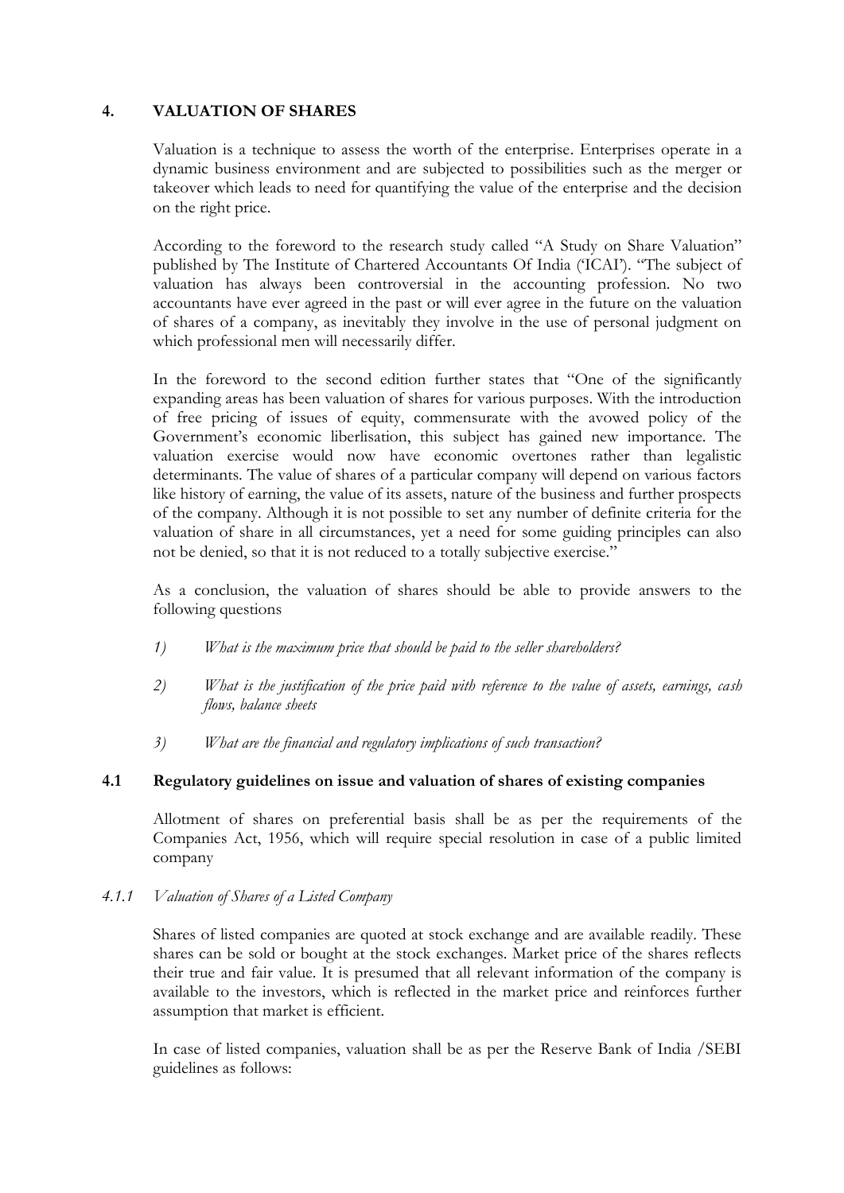## 4. VALUATION OF SHARES

Valuation is a technique to assess the worth of the enterprise. Enterprises operate in a dynamic business environment and are subjected to possibilities such as the merger or takeover which leads to need for quantifying the value of the enterprise and the decision on the right price.

According to the foreword to the research study called "A Study on Share Valuation" published by The Institute of Chartered Accountants Of India ('ICAI'). "The subject of valuation has always been controversial in the accounting profession. No two accountants have ever agreed in the past or will ever agree in the future on the valuation of shares of a company, as inevitably they involve in the use of personal judgment on which professional men will necessarily differ.

In the foreword to the second edition further states that "One of the significantly expanding areas has been valuation of shares for various purposes. With the introduction of free pricing of issues of equity, commensurate with the avowed policy of the Government's economic liberlisation, this subject has gained new importance. The valuation exercise would now have economic overtones rather than legalistic determinants. The value of shares of a particular company will depend on various factors like history of earning, the value of its assets, nature of the business and further prospects of the company. Although it is not possible to set any number of definite criteria for the valuation of share in all circumstances, yet a need for some guiding principles can also not be denied, so that it is not reduced to a totally subjective exercise."

As a conclusion, the valuation of shares should be able to provide answers to the following questions

1) *What is the maximum price that should be paid to the seller shareholders?*

2) *What is the justification of the price paid with reference to the value of assets, earnings, cash flows, balance sheets*

3) *What are the financial and regulatory implications of such transaction?*

### 4.1 Regulatory guidelines on issue and valuation of shares of existing companies

Allotment of shares on preferential basis shall be as per the requirements of the Companies Act, 1956, which will require special resolution in case of a public limited company

#### *4.1.1 Valuation of Shares of a Listed Company*

Shares of listed companies are quoted at stock exchange and are available readily. These shares can be sold or bought at the stock exchanges. Market price of the shares reflects their true and fair value. It is presumed that all relevant information of the company is available to the investors, which is reflected in the market price and reinforces further assumption that market is efficient.

In case of listed companies, valuation shall be as per the Reserve Bank of India /SEBI guidelines as follows: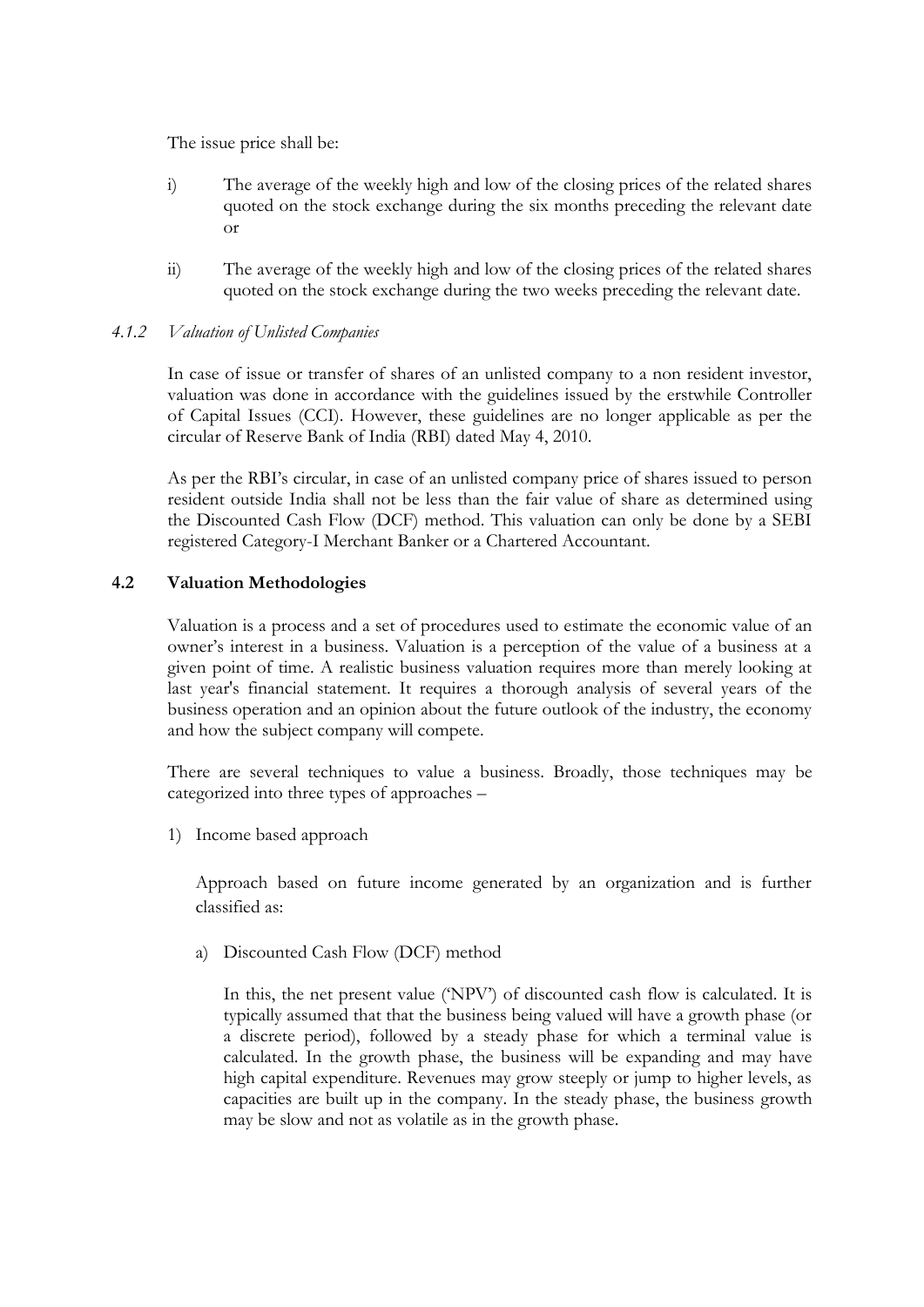The issue price shall be:

i) The average of the weekly high and low of the closing prices of the related shares quoted on the stock exchange during the six months preceding the relevant date or

ii) The average of the weekly high and low of the closing prices of the related shares quoted on the stock exchange during the two weeks preceding the relevant date.

#### *4.1.2 Valuation of Unlisted Companies*

In case of issue or transfer of shares of an unlisted company to a non resident investor, valuation was done in accordance with the guidelines issued by the erstwhile Controller of Capital Issues (CCI). However, these guidelines are no longer applicable as per the circular of Reserve Bank of India (RBI) dated May 4, 2010.

As per the RBI's circular, in case of an unlisted company price of shares issued to person resident outside India shall not be less than the fair value of share as determined using the Discounted Cash Flow (DCF) method. This valuation can only be done by a SEBI registered Category-I Merchant Banker or a Chartered Accountant.

### **4.2 Valuation Methodologies**

Valuation is a process and a set of procedures used to estimate the economic value of an owner's interest in a business. Valuation is a perception of the value of a business at a given point of time. A realistic business valuation requires more than merely looking at last year's financial statement. It requires a thorough analysis of several years of the business operation and an opinion about the future outlook of the industry, the economy and how the subject company will compete.

There are several techniques to value a business. Broadly, those techniques may be categorized into three types of approaches –

1) Income based approach

   Approach based on future income generated by an organization and is further classified as:

   a) Discounted Cash Flow (DCF) method

      In this, the net present value ('NPV') of discounted cash flow is calculated. It is typically assumed that that the business being valued will have a growth phase (or a discrete period), followed by a steady phase for which a terminal value is calculated. In the growth phase, the business will be expanding and may have high capital expenditure. Revenues may grow steeply or jump to higher levels, as capacities are built up in the company. In the steady phase, the business growth may be slow and not as volatile as in the growth phase.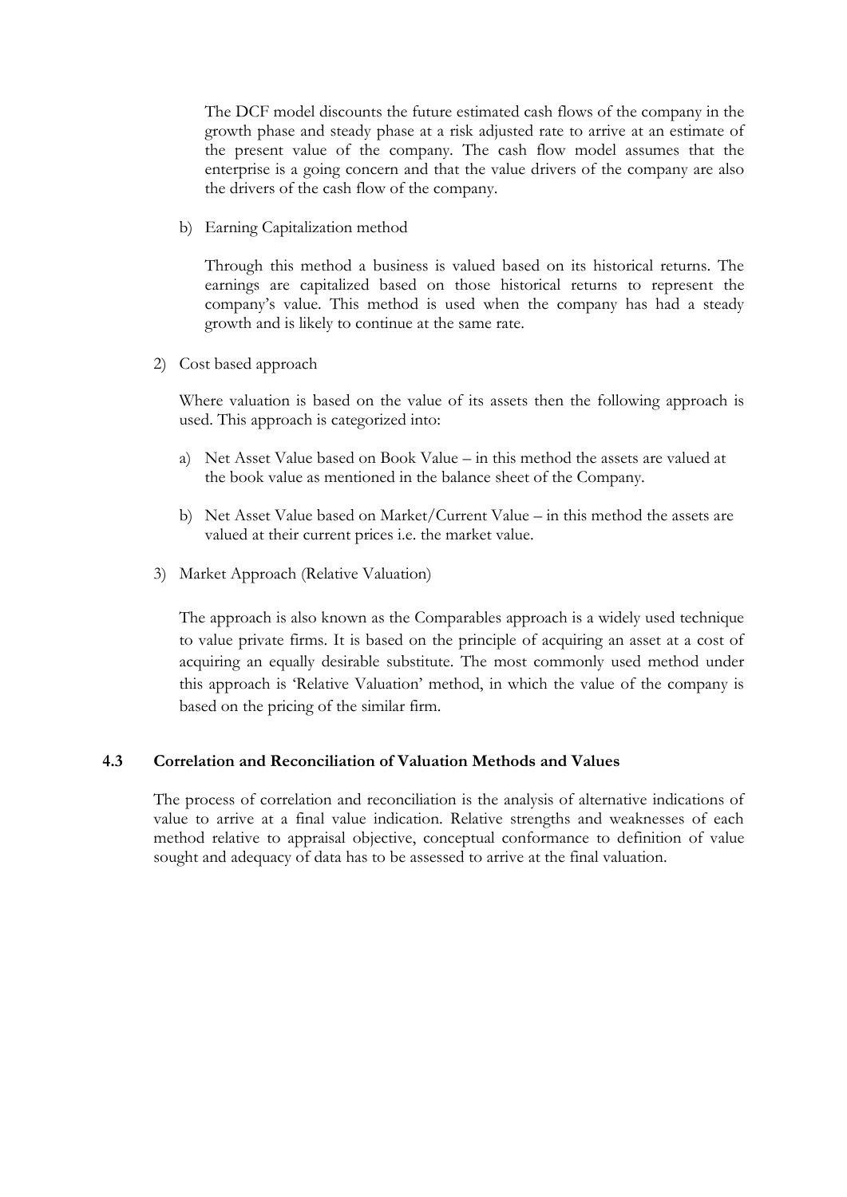The DCF model discounts the future estimated cash flows of the company in the growth phase and steady phase at a risk adjusted rate to arrive at an estimate of the present value of the company. The cash flow model assumes that the enterprise is a going concern and that the value drivers of the company are also the drivers of the cash flow of the company.

b) Earning Capitalization method

Through this method a business is valued based on its historical returns. The earnings are capitalized based on those historical returns to represent the company's value. This method is used when the company has had a steady growth and is likely to continue at the same rate.

2) Cost based approach

Where valuation is based on the value of its assets then the following approach is used. This approach is categorized into:

a) Net Asset Value based on Book Value – in this method the assets are valued at the book value as mentioned in the balance sheet of the Company.

b) Net Asset Value based on Market/Current Value – in this method the assets are valued at their current prices i.e. the market value.

3) Market Approach (Relative Valuation)

The approach is also known as the Comparables approach is a widely used technique to value private firms. It is based on the principle of acquiring an asset at a cost of acquiring an equally desirable substitute. The most commonly used method under this approach is 'Relative Valuation' method, in which the value of the company is based on the pricing of the similar firm.

### 4.3 Correlation and Reconciliation of Valuation Methods and Values

The process of correlation and reconciliation is the analysis of alternative indications of value to arrive at a final value indication. Relative strengths and weaknesses of each method relative to appraisal objective, conceptual conformance to definition of value sought and adequacy of data has to be assessed to arrive at the final valuation.